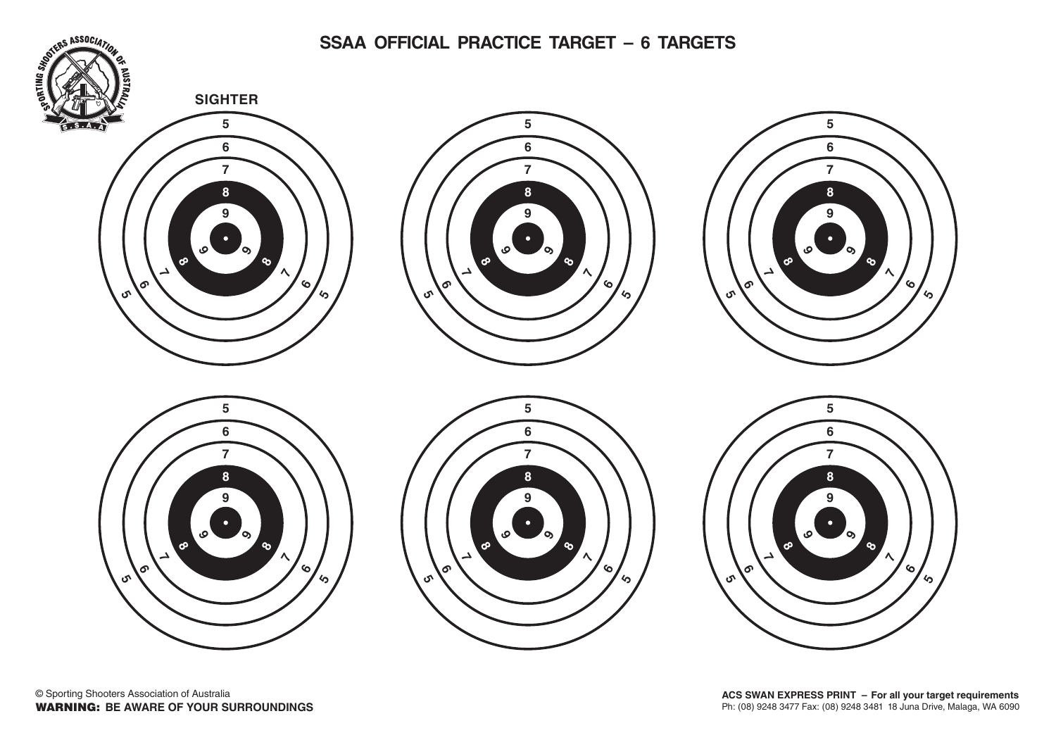# SSAA OFFICIAL PRACTICE TARGET – 6 TARGETS

SIGHTER

5
6
7
8
9
9 9
8 8
7 7
6 6
5 5

5
6
7
8
9
9 9
8 8
7 7
6 6
5 5

5
6
7
8
9
9 9
8 8
7 7
6 6
5 5

5
6
7
8
9
9 9
8 8
7 7
6 6
5 5

5
6
7
8
9
9 9
8 8
7 7
6 6
5 5

5
6
7
8
9
9 9
8 8
7 7
6 6
5 5

© Sporting Shooters Association of Australia

**WARNING: BE AWARE OF YOUR SURROUNDINGS**

**ACS SWAN EXPRESS PRINT – For all your target requirements**

Ph: (08) 9248 3477 Fax: (08) 9248 3481 18 Juna Drive, Malaga, WA 6090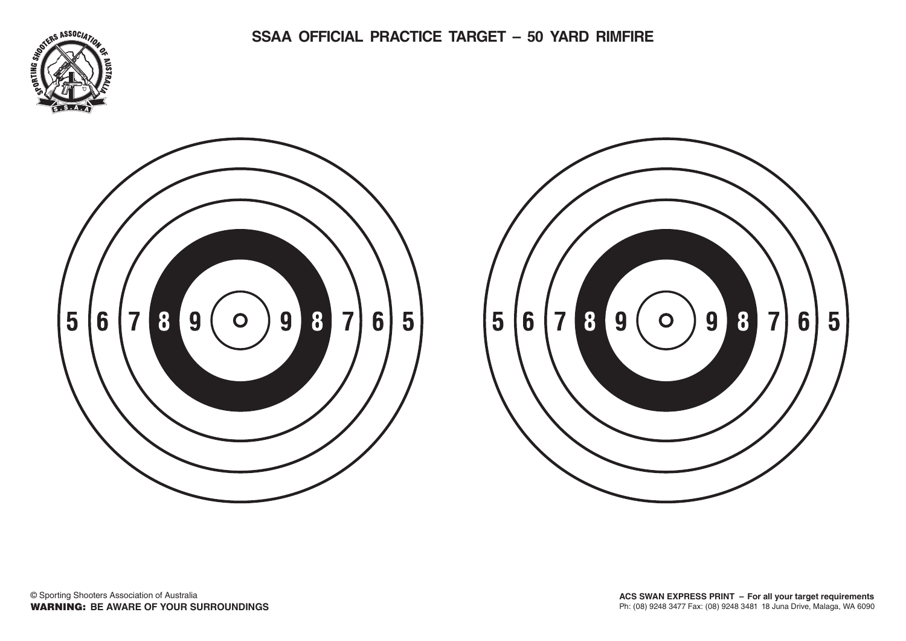# SSAA OFFICIAL PRACTICE TARGET – 50 YARD RIMFIRE

5 6 7 8 9 9 8 7 6 5

5 6 7 8 9 9 8 7 6 5

© Sporting Shooters Association of Australia

**WARNING: BE AWARE OF YOUR SURROUNDINGS**

**ACS SWAN EXPRESS PRINT – For all your target requirements**

Ph: (08) 9248 3477 Fax: (08) 9248 3481 18 Juna Drive, Malaga, WA 6090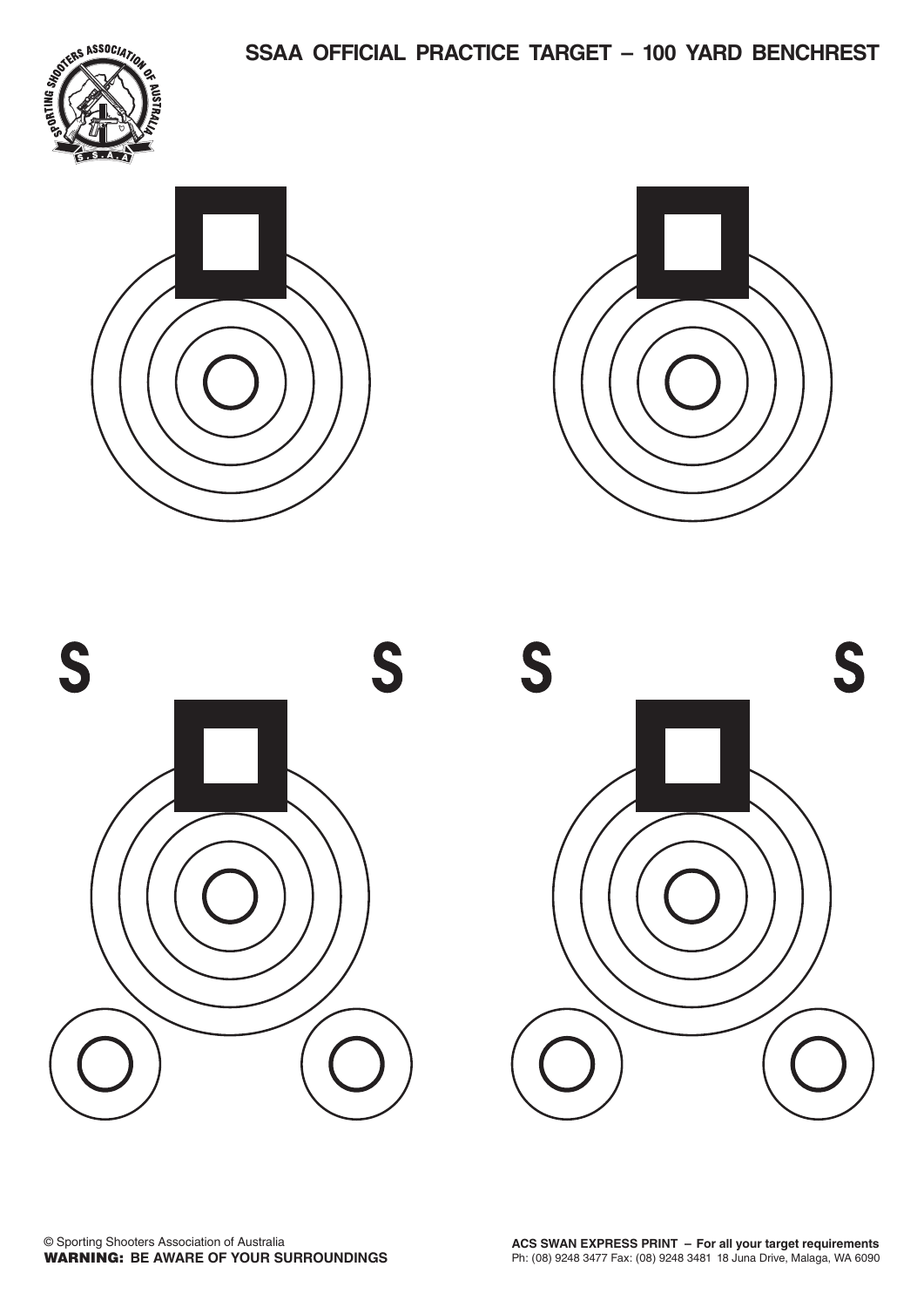# SSAA OFFICIAL PRACTICE TARGET – 100 YARD BENCHREST

S S S S

© Sporting Shooters Association of Australia
**WARNING: BE AWARE OF YOUR SURROUNDINGS**

**ACS SWAN EXPRESS PRINT – For all your target requirements**
Ph: (08) 9248 3477 Fax: (08) 9248 3481 18 Juna Drive, Malaga, WA 6090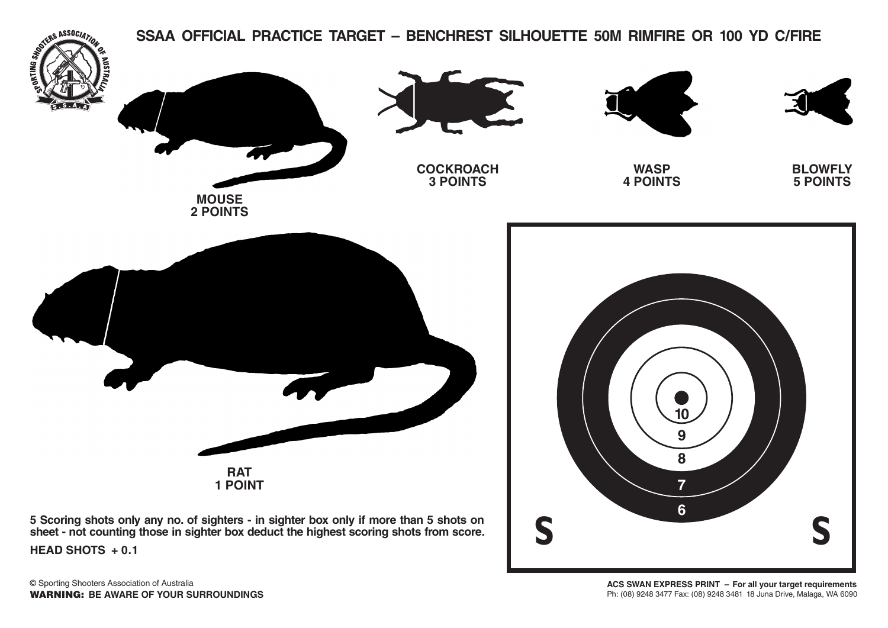# SSAA OFFICIAL PRACTICE TARGET – BENCHREST SILHOUETTE 50M RIMFIRE OR 100 YD C/FIRE

SPORTING SHOOTERS ASSOCIATION OF AUSTRALIA

S.S.A.A

**MOUSE**
**2 POINTS**

**COCKROACH**
**3 POINTS**

**WASP**
**4 POINTS**

**BLOWFLY**
**5 POINTS**

**RAT**
**1 POINT**

10

9

8

7

6

S

S

**5 Scoring shots only any no. of sighters - in sighter box only if more than 5 shots on sheet - not counting those in sighter box deduct the highest scoring shots from score.**

**HEAD SHOTS + 0.1**

© Sporting Shooters Association of Australia

**WARNING: BE AWARE OF YOUR SURROUNDINGS**

**ACS SWAN EXPRESS PRINT – For all your target requirements**
Ph: (08) 9248 3477 Fax: (08) 9248 3481 18 Juna Drive, Malaga, WA 6090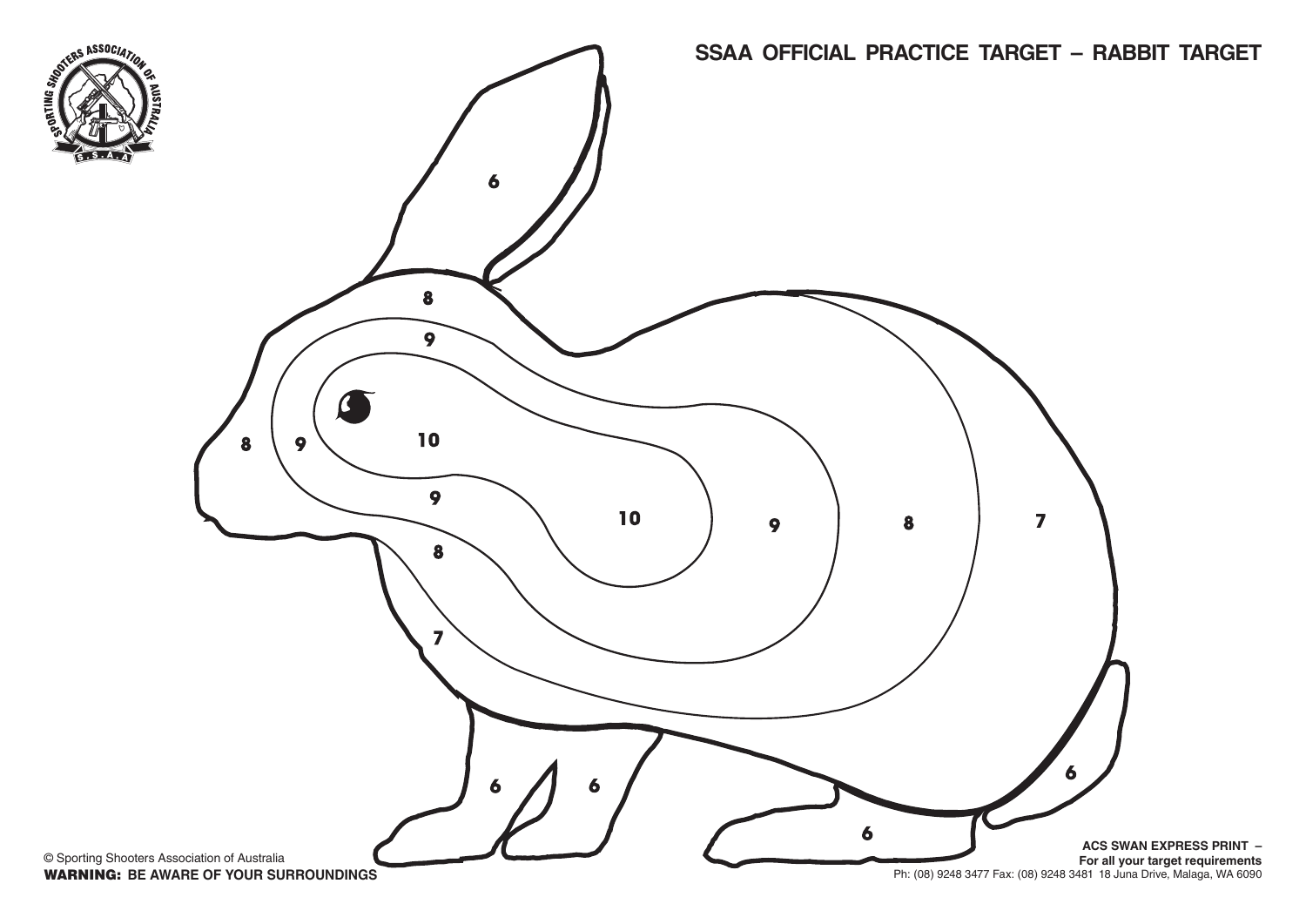# SSAA OFFICIAL PRACTICE TARGET – RABBIT TARGET

6

8

9

8 9 10

9

10 9 8 7

8

7

6 6 6

6

© Sporting Shooters Association of Australia

**WARNING: BE AWARE OF YOUR SURROUNDINGS**

**ACS SWAN EXPRESS PRINT –**
**For all your target requirements**
Ph: (08) 9248 3477 Fax: (08) 9248 3481 18 Juna Drive, Malaga, WA 6090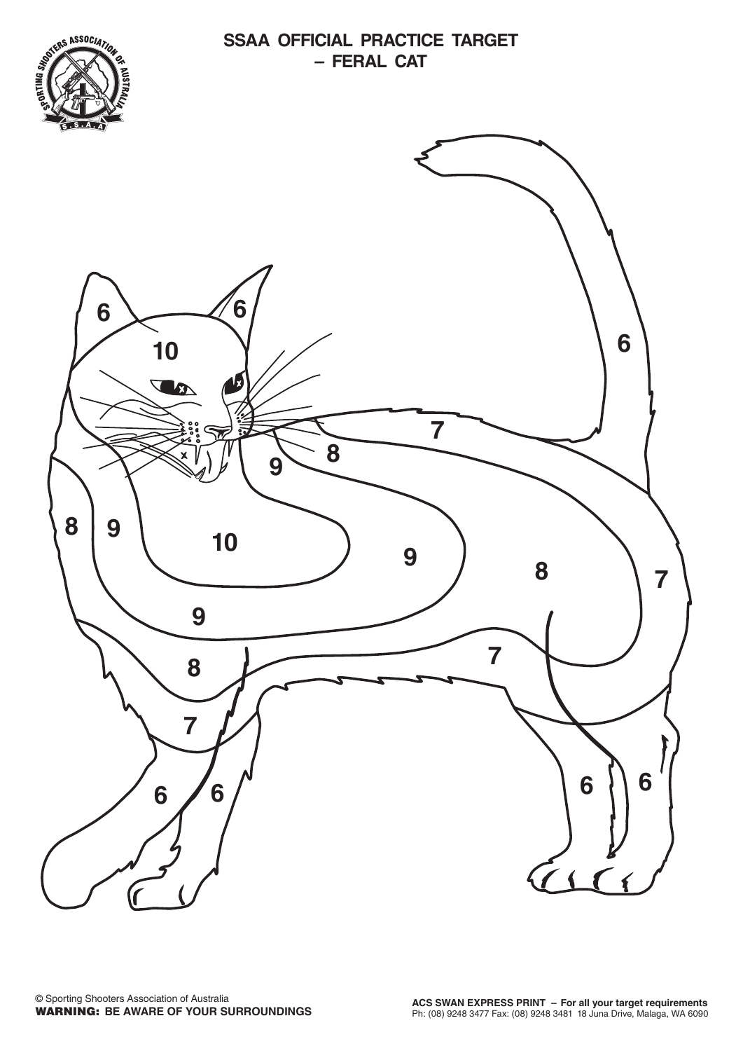# SSAA OFFICIAL PRACTICE TARGET – FERAL CAT

6

6

10

6

7

8

9

8

9

10

9

8

7

9

8

7

7

6

6

6

6

© Sporting Shooters Association of Australia
**WARNING: BE AWARE OF YOUR SURROUNDINGS**

**ACS SWAN EXPRESS PRINT – For all your target requirements**
Ph: (08) 9248 3477 Fax: (08) 9248 3481 18 Juna Drive, Malaga, WA 6090